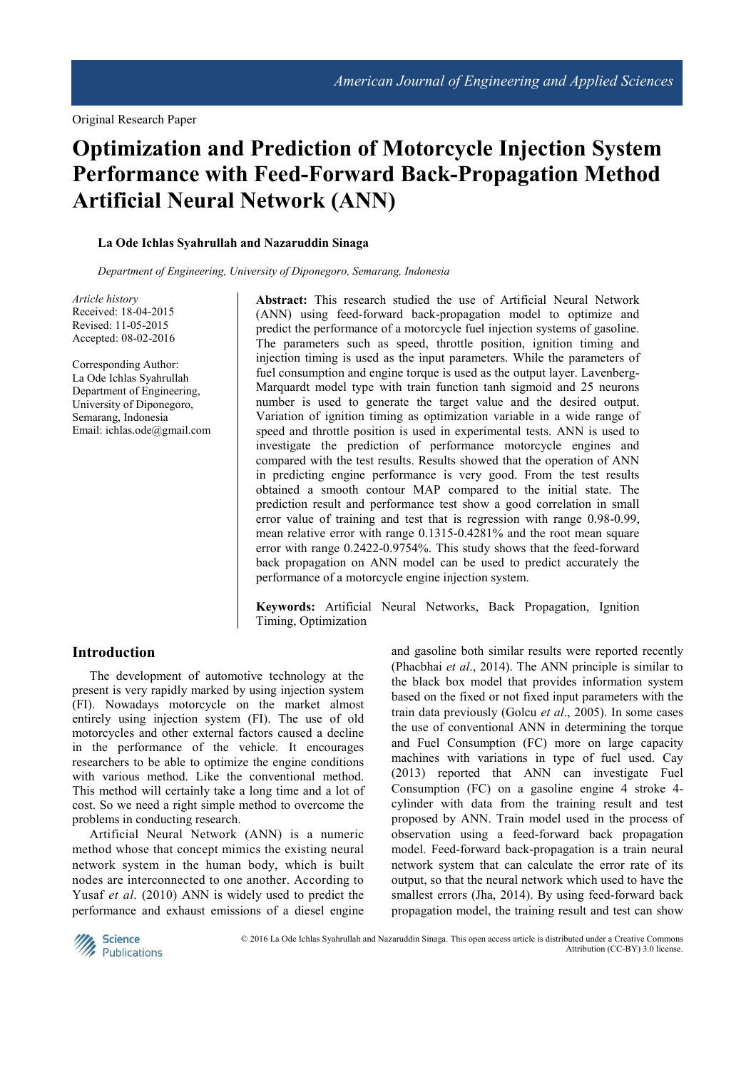Original Research Paper

# Optimization and Prediction of Motorcycle Injection System Performance with Feed-Forward Back-Propagation Method Artificial Neural Network (ANN)

**La Ode Ichlas Syahrullah and Nazaruddin Sinaga**

*Department of Engineering, University of Diponegoro, Semarang, Indonesia*

*Article history*
Received: 18-04-2015
Revised: 11-05-2015
Accepted: 08-02-2016

Corresponding Author:
La Ode Ichlas Syahrullah
Department of Engineering,
University of Diponegoro,
Semarang, Indonesia
Email: ichlas.ode@gmail.com

**Abstract:** This research studied the use of Artificial Neural Network (ANN) using feed-forward back-propagation model to optimize and predict the performance of a motorcycle fuel injection systems of gasoline. The parameters such as speed, throttle position, ignition timing and injection timing is used as the input parameters. While the parameters of fuel consumption and engine torque is used as the output layer. Lavenberg-Marquardt model type with train function tanh sigmoid and 25 neurons number is used to generate the target value and the desired output. Variation of ignition timing as optimization variable in a wide range of speed and throttle position is used in experimental tests. ANN is used to investigate the prediction of performance motorcycle engines and compared with the test results. Results showed that the operation of ANN in predicting engine performance is very good. From the test results obtained a smooth contour MAP compared to the initial state. The prediction result and performance test show a good correlation in small error value of training and test that is regression with range 0.98-0.99, mean relative error with range 0.1315-0.4281% and the root mean square error with range 0.2422-0.9754%. This study shows that the feed-forward back propagation on ANN model can be used to predict accurately the performance of a motorcycle engine injection system.

**Keywords:** Artificial Neural Networks, Back Propagation, Ignition Timing, Optimization

## Introduction

The development of automotive technology at the present is very rapidly marked by using injection system (FI). Nowadays motorcycle on the market almost entirely using injection system (FI). The use of old motorcycles and other external factors caused a decline in the performance of the vehicle. It encourages researchers to be able to optimize the engine conditions with various method. Like the conventional method. This method will certainly take a long time and a lot of cost. So we need a right simple method to overcome the problems in conducting research.

Artificial Neural Network (ANN) is a numeric method whose that concept mimics the existing neural network system in the human body, which is built nodes are interconnected to one another. According to Yusaf *et al*. (2010) ANN is widely used to predict the performance and exhaust emissions of a diesel engine and gasoline both similar results were reported recently (Phacbhai *et al*., 2014). The ANN principle is similar to the black box model that provides information system based on the fixed or not fixed input parameters with the train data previously (Golcu *et al*., 2005). In some cases the use of conventional ANN in determining the torque and Fuel Consumption (FC) more on large capacity machines with variations in type of fuel used. Cay (2013) reported that ANN can investigate Fuel Consumption (FC) on a gasoline engine 4 stroke 4-cylinder with data from the training result and test proposed by ANN. Train model used in the process of observation using a feed-forward back propagation model. Feed-forward back-propagation is a train neural network system that can calculate the error rate of its output, so that the neural network which used to have the smallest errors (Jha, 2014). By using feed-forward back propagation model, the training result and test can show

© 2016 La Ode Ichlas Syahrullah and Nazaruddin Sinaga. This open access article is distributed under a Creative Commons Attribution (CC-BY) 3.0 license.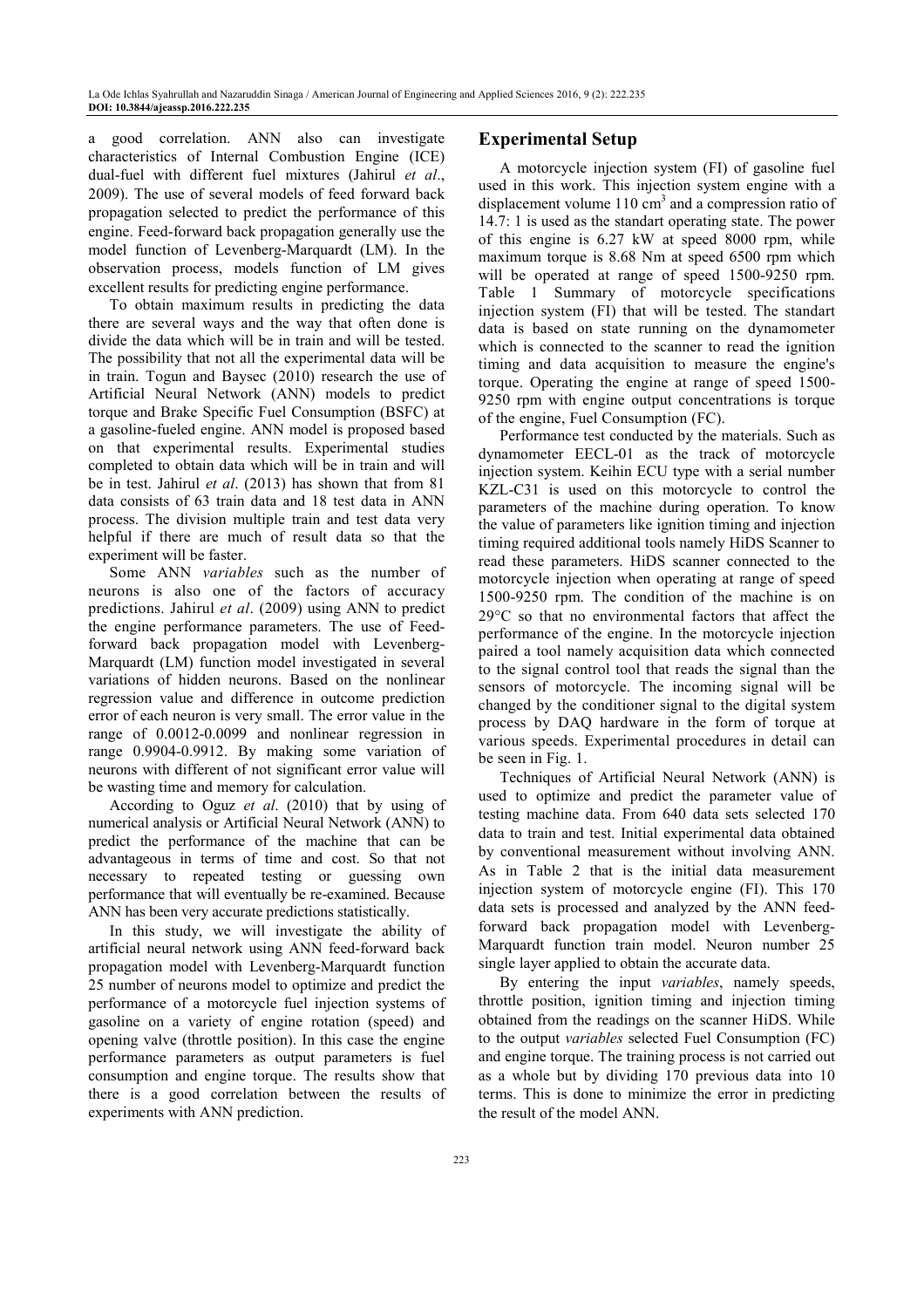a good correlation. ANN also can investigate characteristics of Internal Combustion Engine (ICE) dual-fuel with different fuel mixtures (Jahirul *et al*., 2009). The use of several models of feed forward back propagation selected to predict the performance of this engine. Feed-forward back propagation generally use the model function of Levenberg-Marquardt (LM). In the observation process, models function of LM gives excellent results for predicting engine performance.

To obtain maximum results in predicting the data there are several ways and the way that often done is divide the data which will be in train and will be tested. The possibility that not all the experimental data will be in train. Togun and Baysec (2010) research the use of Artificial Neural Network (ANN) models to predict torque and Brake Specific Fuel Consumption (BSFC) at a gasoline-fueled engine. ANN model is proposed based on that experimental results. Experimental studies completed to obtain data which will be in train and will be in test. Jahirul *et al*. (2013) has shown that from 81 data consists of 63 train data and 18 test data in ANN process. The division multiple train and test data very helpful if there are much of result data so that the experiment will be faster.

Some ANN *variables* such as the number of neurons is also one of the factors of accuracy predictions. Jahirul *et al*. (2009) using ANN to predict the engine performance parameters. The use of Feed-forward back propagation model with Levenberg-Marquardt (LM) function model investigated in several variations of hidden neurons. Based on the nonlinear regression value and difference in outcome prediction error of each neuron is very small. The error value in the range of 0.0012-0.0099 and nonlinear regression in range 0.9904-0.9912. By making some variation of neurons with different of not significant error value will be wasting time and memory for calculation.

According to Oguz *et al*. (2010) that by using of numerical analysis or Artificial Neural Network (ANN) to predict the performance of the machine that can be advantageous in terms of time and cost. So that not necessary to repeated testing or guessing own performance that will eventually be re-examined. Because ANN has been very accurate predictions statistically.

In this study, we will investigate the ability of artificial neural network using ANN feed-forward back propagation model with Levenberg-Marquardt function 25 number of neurons model to optimize and predict the performance of a motorcycle fuel injection systems of gasoline on a variety of engine rotation (speed) and opening valve (throttle position). In this case the engine performance parameters as output parameters is fuel consumption and engine torque. The results show that there is a good correlation between the results of experiments with ANN prediction.

## Experimental Setup

A motorcycle injection system (FI) of gasoline fuel used in this work. This injection system engine with a displacement volume 110 cm$^3$ and a compression ratio of 14.7: 1 is used as the standart operating state. The power of this engine is 6.27 kW at speed 8000 rpm, while maximum torque is 8.68 Nm at speed 6500 rpm which will be operated at range of speed 1500-9250 rpm. Table 1 Summary of motorcycle specifications injection system (FI) that will be tested. The standart data is based on state running on the dynamometer which is connected to the scanner to read the ignition timing and data acquisition to measure the engine's torque. Operating the engine at range of speed 1500-9250 rpm with engine output concentrations is torque of the engine, Fuel Consumption (FC).

Performance test conducted by the materials. Such as dynamometer EECL-01 as the track of motorcycle injection system. Keihin ECU type with a serial number KZL-C31 is used on this motorcycle to control the parameters of the machine during operation. To know the value of parameters like ignition timing and injection timing required additional tools namely HiDS Scanner to read these parameters. HiDS scanner connected to the motorcycle injection when operating at range of speed 1500-9250 rpm. The condition of the machine is on 29°C so that no environmental factors that affect the performance of the engine. In the motorcycle injection paired a tool namely acquisition data which connected to the signal control tool that reads the signal than the sensors of motorcycle. The incoming signal will be changed by the conditioner signal to the digital system process by DAQ hardware in the form of torque at various speeds. Experimental procedures in detail can be seen in Fig. 1.

Techniques of Artificial Neural Network (ANN) is used to optimize and predict the parameter value of testing machine data. From 640 data sets selected 170 data to train and test. Initial experimental data obtained by conventional measurement without involving ANN. As in Table 2 that is the initial data measurement injection system of motorcycle engine (FI). This 170 data sets is processed and analyzed by the ANN feed-forward back propagation model with Levenberg-Marquardt function train model. Neuron number 25 single layer applied to obtain the accurate data.

By entering the input *variables*, namely speeds, throttle position, ignition timing and injection timing obtained from the readings on the scanner HiDS. While to the output *variables* selected Fuel Consumption (FC) and engine torque. The training process is not carried out as a whole but by dividing 170 previous data into 10 terms. This is done to minimize the error in predicting the result of the model ANN.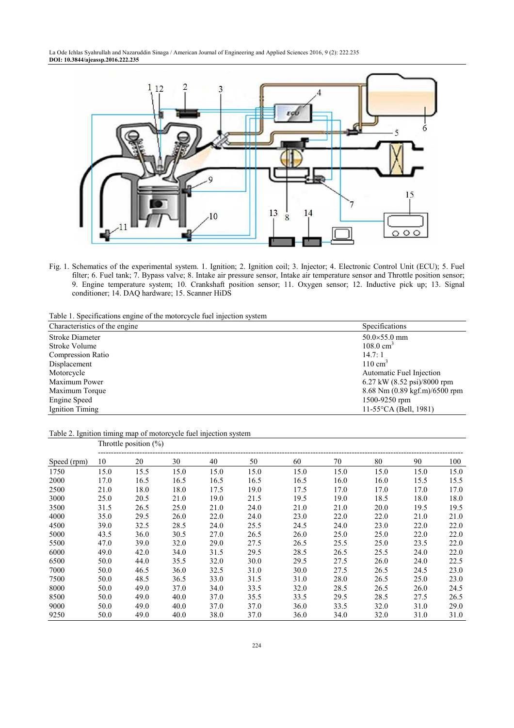Fig. 1. Schematics of the experimental system. 1. Ignition; 2. Ignition coil; 3. Injector; 4. Electronic Control Unit (ECU); 5. Fuel filter; 6. Fuel tank; 7. Bypass valve; 8. Intake air pressure sensor, Intake air temperature sensor and Throttle position sensor; 9. Engine temperature system; 10. Crankshaft position sensor; 11. Oxygen sensor; 12. Inductive pick up; 13. Signal conditioner; 14. DAQ hardware; 15. Scanner HiDS

Table 1. Specifications engine of the motorcycle fuel injection system

| Characteristics of the engine | Specifications |
|---|---|
| Stroke Diameter | 50.0×55.0 mm |
| Stroke Volume | 108.0 $cm^3$ |
| Compression Ratio | 14.7: 1 |
| Displacement | 110 $cm^3$ |
| Motorcycle | Automatic Fuel Injection |
| Maximum Power | 6.27 kW (8.52 psi)/8000 rpm |
| Maximum Torque | 8.68 Nm (0.89 kgf.m)/6500 rpm |
| Engine Speed | 1500-9250 rpm |
| Ignition Timing | 11-55°CA (Bell, 1981) |

Table 2. Ignition timing map of motorcycle fuel injection system

| | Throttle position (%) | | | | | | | | | |
|---|---|---|---|---|---|---|---|---|---|---|
| Speed (rpm) | 10 | 20 | 30 | 40 | 50 | 60 | 70 | 80 | 90 | 100 |
| 1750 | 15.0 | 15.5 | 15.0 | 15.0 | 15.0 | 15.0 | 15.0 | 15.0 | 15.0 | 15.0 |
| 2000 | 17.0 | 16.5 | 16.5 | 16.5 | 16.5 | 16.5 | 16.0 | 16.0 | 15.5 | 15.5 |
| 2500 | 21.0 | 18.0 | 18.0 | 17.5 | 19.0 | 17.5 | 17.0 | 17.0 | 17.0 | 17.0 |
| 3000 | 25.0 | 20.5 | 21.0 | 19.0 | 21.5 | 19.5 | 19.0 | 18.5 | 18.0 | 18.0 |
| 3500 | 31.5 | 26.5 | 25.0 | 21.0 | 24.0 | 21.0 | 21.0 | 20.0 | 19.5 | 19.5 |
| 4000 | 35.0 | 29.5 | 26.0 | 22.0 | 24.0 | 23.0 | 22.0 | 22.0 | 21.0 | 21.0 |
| 4500 | 39.0 | 32.5 | 28.5 | 24.0 | 25.5 | 24.5 | 24.0 | 23.0 | 22.0 | 22.0 |
| 5000 | 43.5 | 36.0 | 30.5 | 27.0 | 26.5 | 26.0 | 25.0 | 25.0 | 22.0 | 22.0 |
| 5500 | 47.0 | 39.0 | 32.0 | 29.0 | 27.5 | 26.5 | 25.5 | 25.0 | 23.5 | 22.0 |
| 6000 | 49.0 | 42.0 | 34.0 | 31.5 | 29.5 | 28.5 | 26.5 | 25.5 | 24.0 | 22.0 |
| 6500 | 50.0 | 44.0 | 35.5 | 32.0 | 30.0 | 29.5 | 27.5 | 26.0 | 24.0 | 22.5 |
| 7000 | 50.0 | 46.5 | 36.0 | 32.5 | 31.0 | 30.0 | 27.5 | 26.5 | 24.5 | 23.0 |
| 7500 | 50.0 | 48.5 | 36.5 | 33.0 | 31.5 | 31.0 | 28.0 | 26.5 | 25.0 | 23.0 |
| 8000 | 50.0 | 49.0 | 37.0 | 34.0 | 33.5 | 32.0 | 28.5 | 26.5 | 26.0 | 24.5 |
| 8500 | 50.0 | 49.0 | 40.0 | 37.0 | 35.5 | 33.5 | 29.5 | 28.5 | 27.5 | 26.5 |
| 9000 | 50.0 | 49.0 | 40.0 | 37.0 | 37.0 | 36.0 | 33.5 | 32.0 | 31.0 | 29.0 |
| 9250 | 50.0 | 49.0 | 40.0 | 38.0 | 37.0 | 36.0 | 34.0 | 32.0 | 31.0 | 31.0 |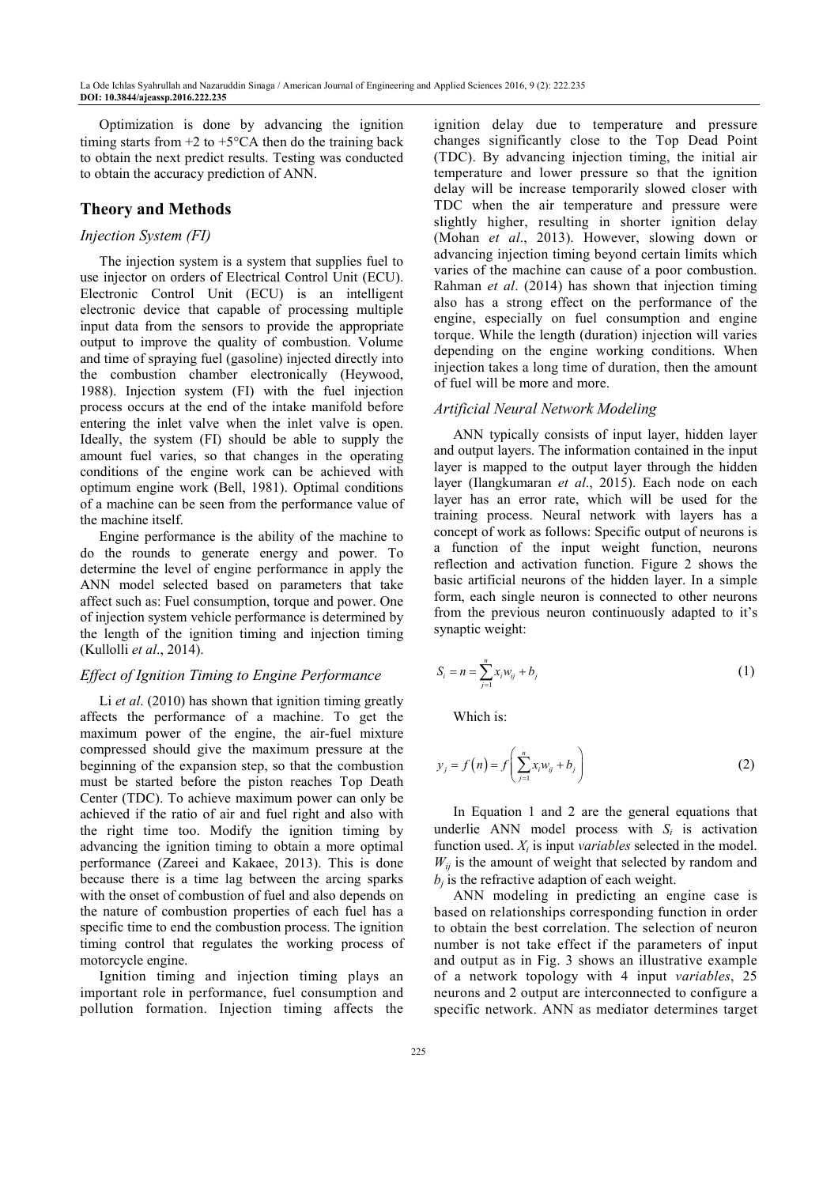Optimization is done by advancing the ignition timing starts from +2 to +5°CA then do the training back to obtain the next predict results. Testing was conducted to obtain the accuracy prediction of ANN.

## Theory and Methods

### *Injection System (FI)*

The injection system is a system that supplies fuel to use injector on orders of Electrical Control Unit (ECU). Electronic Control Unit (ECU) is an intelligent electronic device that capable of processing multiple input data from the sensors to provide the appropriate output to improve the quality of combustion. Volume and time of spraying fuel (gasoline) injected directly into the combustion chamber electronically (Heywood, 1988). Injection system (FI) with the fuel injection process occurs at the end of the intake manifold before entering the inlet valve when the inlet valve is open. Ideally, the system (FI) should be able to supply the amount fuel varies, so that changes in the operating conditions of the engine work can be achieved with optimum engine work (Bell, 1981). Optimal conditions of a machine can be seen from the performance value of the machine itself.

Engine performance is the ability of the machine to do the rounds to generate energy and power. To determine the level of engine performance in apply the ANN model selected based on parameters that take affect such as: Fuel consumption, torque and power. One of injection system vehicle performance is determined by the length of the ignition timing and injection timing (Kullolli *et al*., 2014).

### *Effect of Ignition Timing to Engine Performance*

Li *et al*. (2010) has shown that ignition timing greatly affects the performance of a machine. To get the maximum power of the engine, the air-fuel mixture compressed should give the maximum pressure at the beginning of the expansion step, so that the combustion must be started before the piston reaches Top Death Center (TDC). To achieve maximum power can only be achieved if the ratio of air and fuel right and also with the right time too. Modify the ignition timing by advancing the ignition timing to obtain a more optimal performance (Zareei and Kakaee, 2013). This is done because there is a time lag between the arcing sparks with the onset of combustion of fuel and also depends on the nature of combustion properties of each fuel has a specific time to end the combustion process. The ignition timing control that regulates the working process of motorcycle engine.

Ignition timing and injection timing plays an important role in performance, fuel consumption and pollution formation. Injection timing affects the ignition delay due to temperature and pressure changes significantly close to the Top Dead Point (TDC). By advancing injection timing, the initial air temperature and lower pressure so that the ignition delay will be increase temporarily slowed closer with TDC when the air temperature and pressure were slightly higher, resulting in shorter ignition delay (Mohan *et al*., 2013). However, slowing down or advancing injection timing beyond certain limits which varies of the machine can cause of a poor combustion. Rahman *et al*. (2014) has shown that injection timing also has a strong effect on the performance of the engine, especially on fuel consumption and engine torque. While the length (duration) injection will varies depending on the engine working conditions. When injection takes a long time of duration, then the amount of fuel will be more and more.

### *Artificial Neural Network Modeling*

ANN typically consists of input layer, hidden layer and output layers. The information contained in the input layer is mapped to the output layer through the hidden layer (Ilangkumaran *et al*., 2015). Each node on each layer has an error rate, which will be used for the training process. Neural network with layers has a concept of work as follows: Specific output of neurons is a function of the input weight function, neurons reflection and activation function. Figure 2 shows the basic artificial neurons of the hidden layer. In a simple form, each single neuron is connected to other neurons from the previous neuron continuously adapted to it's synaptic weight:

$$S_i = n = \sum_{j=1}^{n} x_i w_{ij} + b_j \tag{1}$$

Which is:

$$y_j = f(n) = f\left(\sum_{j=1}^{n} x_i w_{ij} + b_j\right) \tag{2}$$

In Equation 1 and 2 are the general equations that underlie ANN model process with $S_i$ is activation function used. $X_i$ is input *variables* selected in the model. $W_{ij}$ is the amount of weight that selected by random and $b_j$ is the refractive adaption of each weight.

ANN modeling in predicting an engine case is based on relationships corresponding function in order to obtain the best correlation. The selection of neuron number is not take effect if the parameters of input and output as in Fig. 3 shows an illustrative example of a network topology with 4 input *variables*, 25 neurons and 2 output are interconnected to configure a specific network. ANN as mediator determines target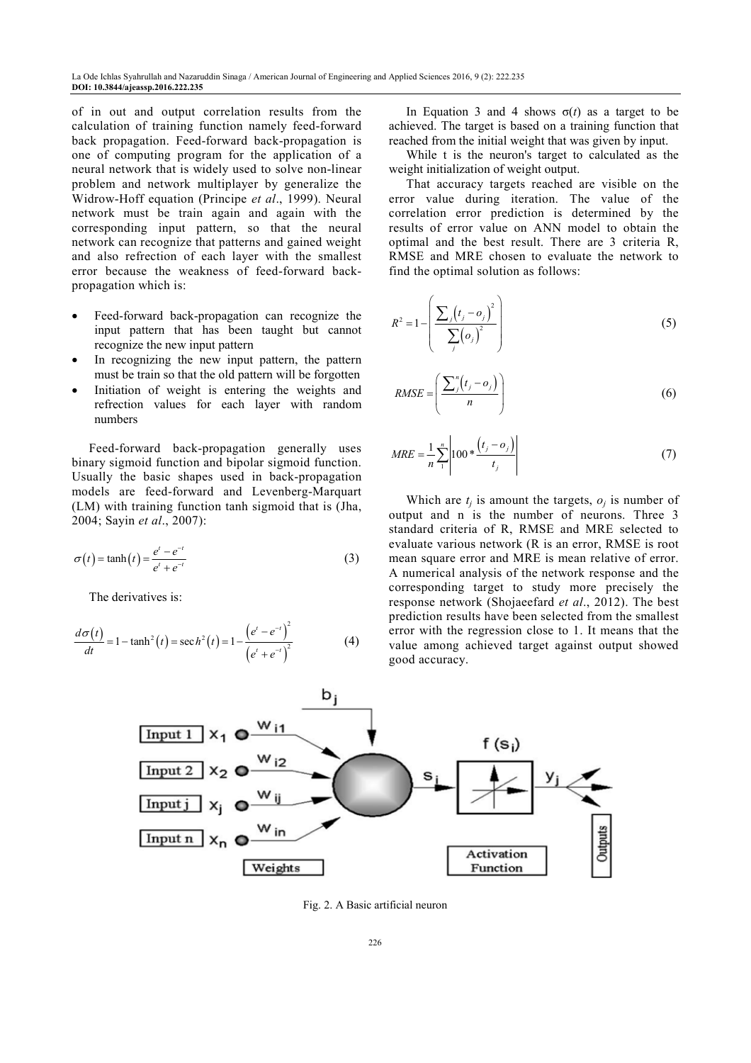of in out and output correlation results from the calculation of training function namely feed-forward back propagation. Feed-forward back-propagation is one of computing program for the application of a neural network that is widely used to solve non-linear problem and network multiplayer by generalize the Widrow-Hoff equation (Principe *et al*., 1999). Neural network must be train again and again with the corresponding input pattern, so that the neural network can recognize that patterns and gained weight and also refrection of each layer with the smallest error because the weakness of feed-forward back-propagation which is:

- Feed-forward back-propagation can recognize the input pattern that has been taught but cannot recognize the new input pattern
- In recognizing the new input pattern, the pattern must be train so that the old pattern will be forgotten
- Initiation of weight is entering the weights and refrection values for each layer with random numbers

Feed-forward back-propagation generally uses binary sigmoid function and bipolar sigmoid function. Usually the basic shapes used in back-propagation models are feed-forward and Levenberg-Marquart (LM) with training function tanh sigmoid that is (Jha, 2004; Sayin *et al*., 2007):

$$\sigma(t) = \tanh(t) = \frac{e^t - e^{-t}}{e^t + e^{-t}} \tag{3}$$

The derivatives is:

$$\frac{d\sigma(t)}{dt} = 1 - \tanh^2(t) = \sec h^2(t) = 1 - \frac{\left(e^t - e^{-t}\right)^2}{\left(e^t + e^{-t}\right)^2} \tag{4}$$

In Equation 3 and 4 shows $\sigma(t)$ as a target to be achieved. The target is based on a training function that reached from the initial weight that was given by input.

While t is the neuron's target to calculated as the weight initialization of weight output.

That accuracy targets reached are visible on the error value during iteration. The value of the correlation error prediction is determined by the results of error value on ANN model to obtain the optimal and the best result. There are 3 criteria R, RMSE and MRE chosen to evaluate the network to find the optimal solution as follows:

$$R^2 = 1 - \left( \frac{\sum_j \left(t_j - o_j\right)^2}{\sum_j \left(o_j\right)^2} \right) \tag{5}$$

$$RMSE = \left( \frac{\sum_j^n \left(t_j - o_j\right)}{n} \right) \tag{6}$$

$$MRE = \frac{1}{n} \sum_1^n \left| 100 * \frac{\left(t_j - o_j\right)}{t_j} \right| \tag{7}$$

Which are $t_j$ is amount the targets, $o_j$ is number of output and n is the number of neurons. Three 3 standard criteria of R, RMSE and MRE selected to evaluate various network (R is an error, RMSE is root mean square error and MRE is mean relative of error. A numerical analysis of the network response and the corresponding target to study more precisely the response network (Shojaeefard *et al*., 2012). The best prediction results have been selected from the smallest error with the regression close to 1. It means that the value among achieved target against output showed good accuracy.

Fig. 2. A Basic artificial neuron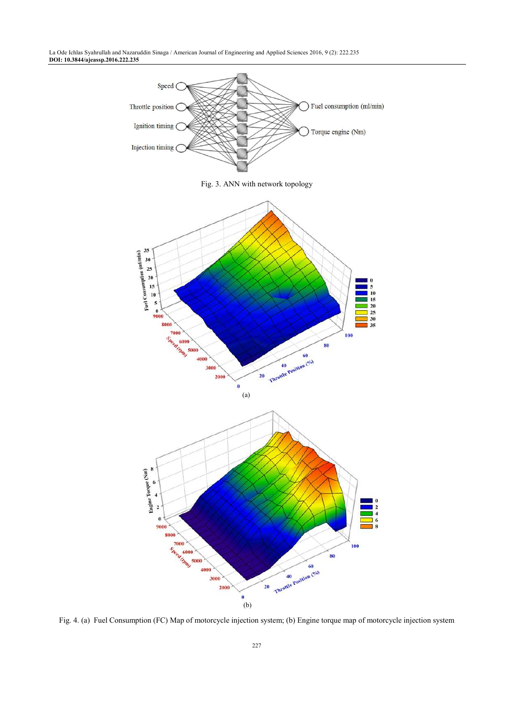Fig. 3. ANN with network topology

(a)

(b)

Fig. 4. (a) Fuel Consumption (FC) Map of motorcycle injection system; (b) Engine torque map of motorcycle injection system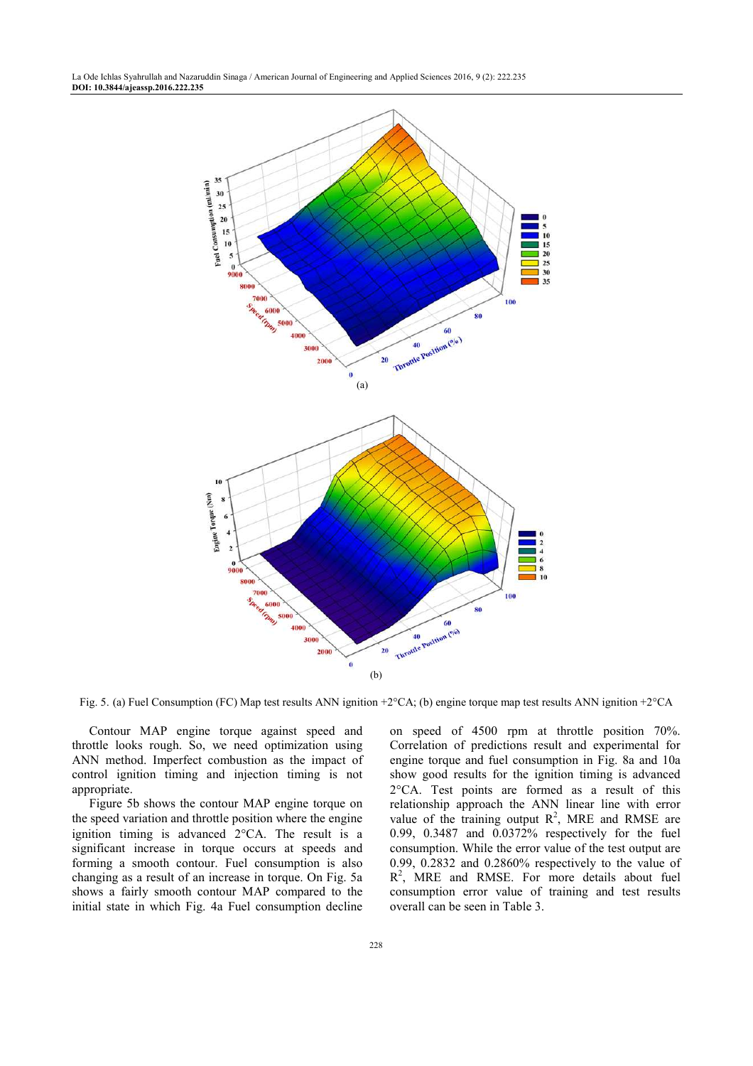Fig. 5. (a) Fuel Consumption (FC) Map test results ANN ignition +2°CA; (b) engine torque map test results ANN ignition +2°CA

Contour MAP engine torque against speed and throttle looks rough. So, we need optimization using ANN method. Imperfect combustion as the impact of control ignition timing and injection timing is not appropriate.

Figure 5b shows the contour MAP engine torque on the speed variation and throttle position where the engine ignition timing is advanced 2°CA. The result is a significant increase in torque occurs at speeds and forming a smooth contour. Fuel consumption is also changing as a result of an increase in torque. On Fig. 5a shows a fairly smooth contour MAP compared to the initial state in which Fig. 4a Fuel consumption decline on speed of 4500 rpm at throttle position 70%. Correlation of predictions result and experimental for engine torque and fuel consumption in Fig. 8a and 10a show good results for the ignition timing is advanced 2°CA. Test points are formed as a result of this relationship approach the ANN linear line with error value of the training output $R^2$, MRE and RMSE are 0.99, 0.3487 and 0.0372% respectively for the fuel consumption. While the error value of the test output are 0.99, 0.2832 and 0.2860% respectively to the value of $R^2$, MRE and RMSE. For more details about fuel consumption error value of training and test results overall can be seen in Table 3.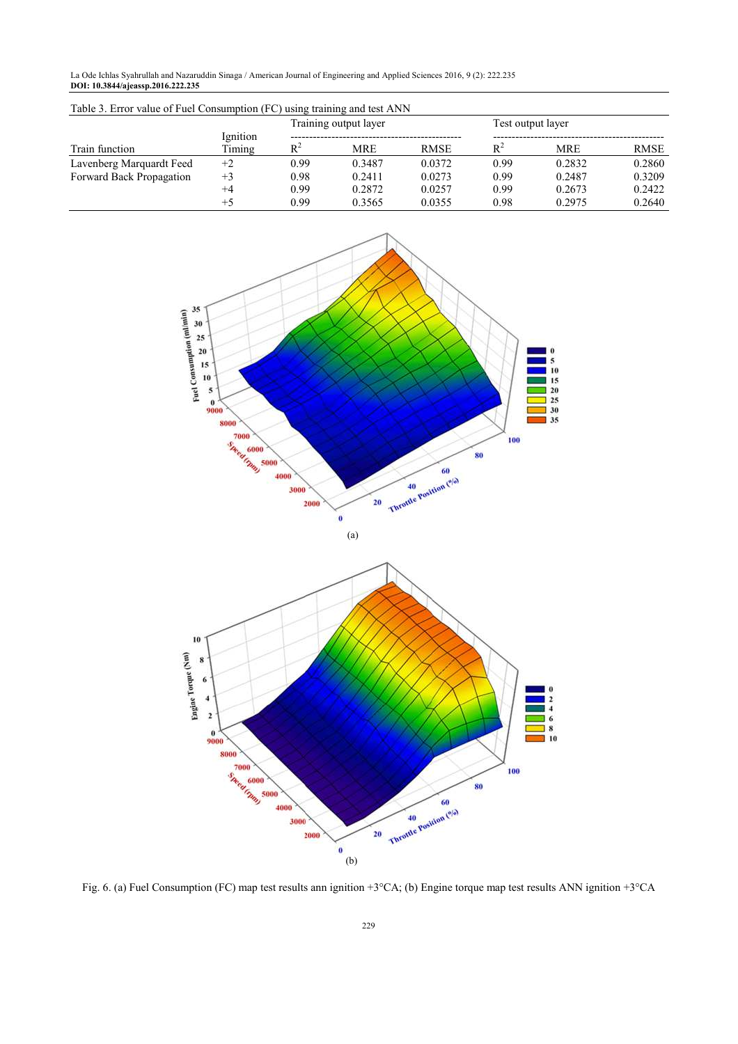Table 3. Error value of Fuel Consumption (FC) using training and test ANN

| Train function | Ignition Timing | Training output layer | | | Test output layer | | |
|---|---|---|---|---|---|---|---|
| | | $R^2$ | MRE | RMSE | $R^2$ | MRE | RMSE |
| Lavenberg Marquardt Feed | +2 | 0.99 | 0.3487 | 0.0372 | 0.99 | 0.2832 | 0.2860 |
| Forward Back Propagation | +3 | 0.98 | 0.2411 | 0.0273 | 0.99 | 0.2487 | 0.3209 |
| | +4 | 0.99 | 0.2872 | 0.0257 | 0.99 | 0.2673 | 0.2422 |
| | +5 | 0.99 | 0.3565 | 0.0355 | 0.98 | 0.2975 | 0.2640 |

(a)

(b)

Fig. 6. (a) Fuel Consumption (FC) map test results ann ignition +3°CA; (b) Engine torque map test results ANN ignition +3°CA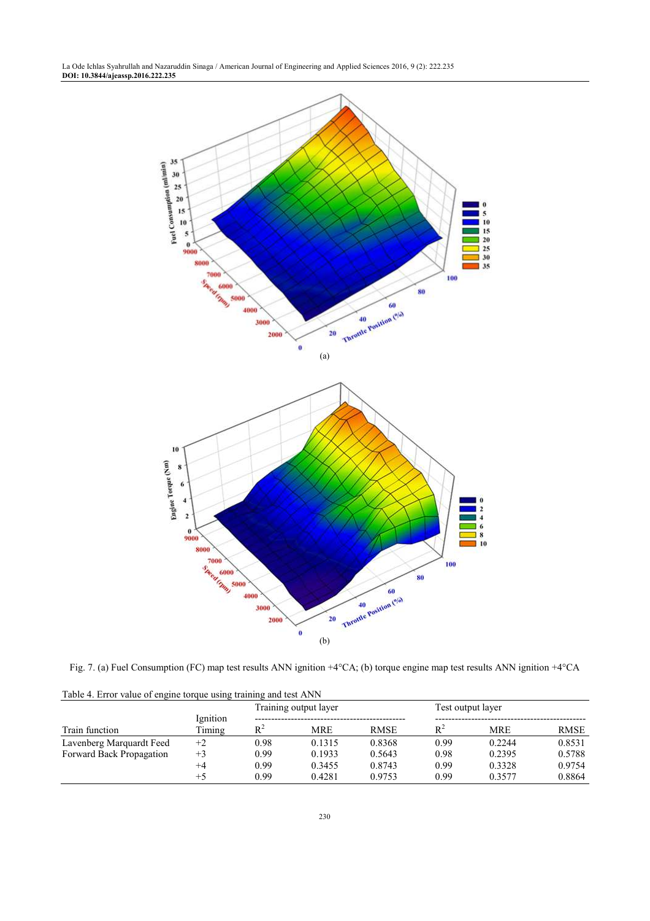(a)

(b)

Fig. 7. (a) Fuel Consumption (FC) map test results ANN ignition +4°CA; (b) torque engine map test results ANN ignition +4°CA

Table 4. Error value of engine torque using training and test ANN

| Train function | Ignition Timing | Training output layer | | | Test output layer | | |
|---|---|---|---|---|---|---|---|
| | | $R^2$ | MRE | RMSE | $R^2$ | MRE | RMSE |
| Lavenberg Marquardt Feed | +2 | 0.98 | 0.1315 | 0.8368 | 0.99 | 0.2244 | 0.8531 |
| Forward Back Propagation | +3 | 0.99 | 0.1933 | 0.5643 | 0.98 | 0.2395 | 0.5788 |
| | +4 | 0.99 | 0.3455 | 0.8743 | 0.99 | 0.3328 | 0.9754 |
| | +5 | 0.99 | 0.4281 | 0.9753 | 0.99 | 0.3577 | 0.8864 |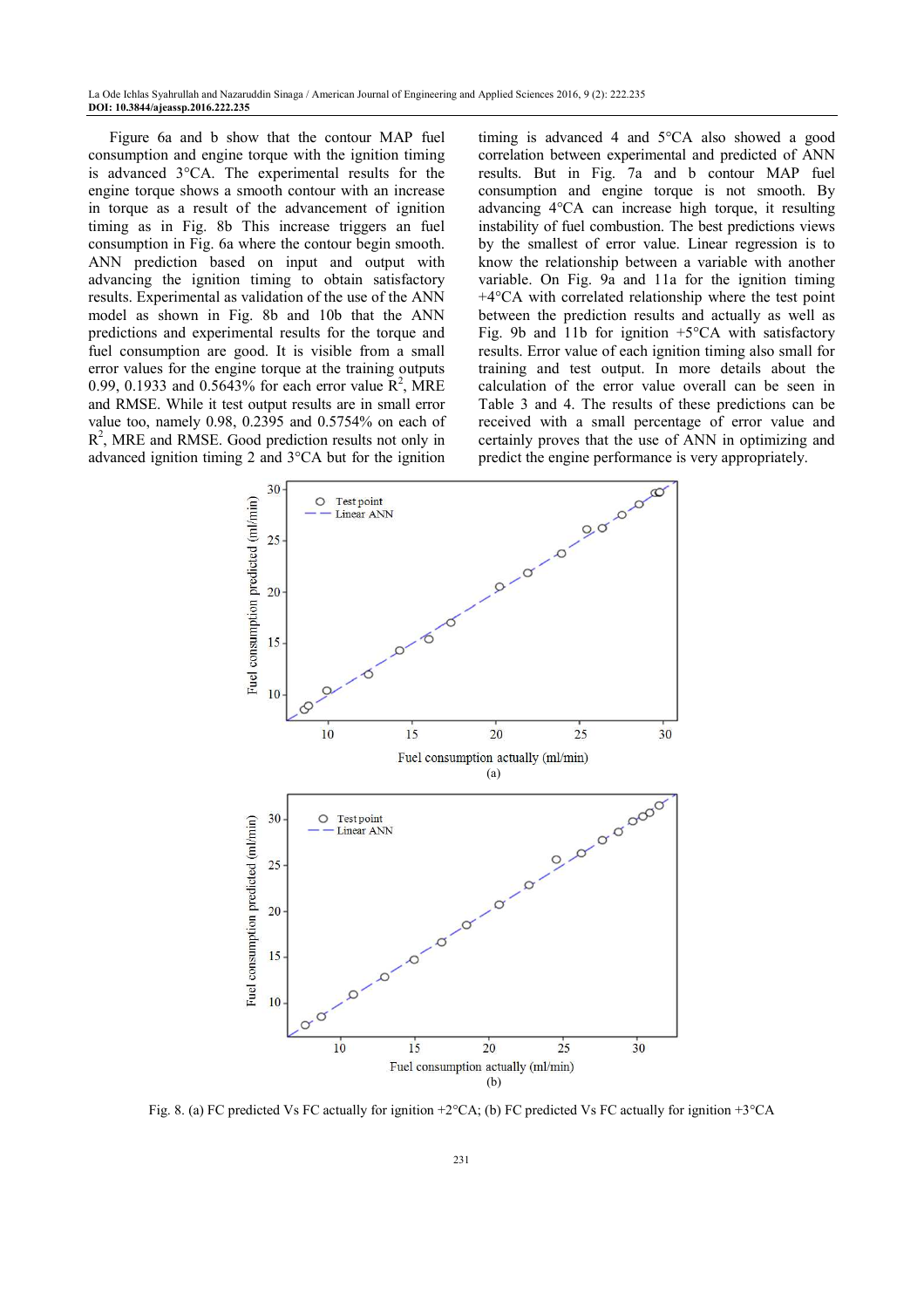Figure 6a and b show that the contour MAP fuel consumption and engine torque with the ignition timing is advanced 3°CA. The experimental results for the engine torque shows a smooth contour with an increase in torque as a result of the advancement of ignition timing as in Fig. 8b This increase triggers an fuel consumption in Fig. 6a where the contour begin smooth. ANN prediction based on input and output with advancing the ignition timing to obtain satisfactory results. Experimental as validation of the use of the ANN model as shown in Fig. 8b and 10b that the ANN predictions and experimental results for the torque and fuel consumption are good. It is visible from a small error values for the engine torque at the training outputs 0.99, 0.1933 and 0.5643% for each error value $R^2$, MRE and RMSE. While it test output results are in small error value too, namely 0.98, 0.2395 and 0.5754% on each of $R^2$, MRE and RMSE. Good prediction results not only in advanced ignition timing 2 and 3°CA but for the ignition timing is advanced 4 and 5°CA also showed a good correlation between experimental and predicted of ANN results. But in Fig. 7a and b contour MAP fuel consumption and engine torque is not smooth. By advancing 4°CA can increase high torque, it resulting instability of fuel combustion. The best predictions views by the smallest of error value. Linear regression is to know the relationship between a variable with another variable. On Fig. 9a and 11a for the ignition timing +4°CA with correlated relationship where the test point between the prediction results and actually as well as Fig. 9b and 11b for ignition +5°CA with satisfactory results. Error value of each ignition timing also small for training and test output. In more details about the calculation of the error value overall can be seen in Table 3 and 4. The results of these predictions can be received with a small percentage of error value and certainly proves that the use of ANN in optimizing and predict the engine performance is very appropriately.

Fig. 8. (a) FC predicted Vs FC actually for ignition +2°CA; (b) FC predicted Vs FC actually for ignition +3°CA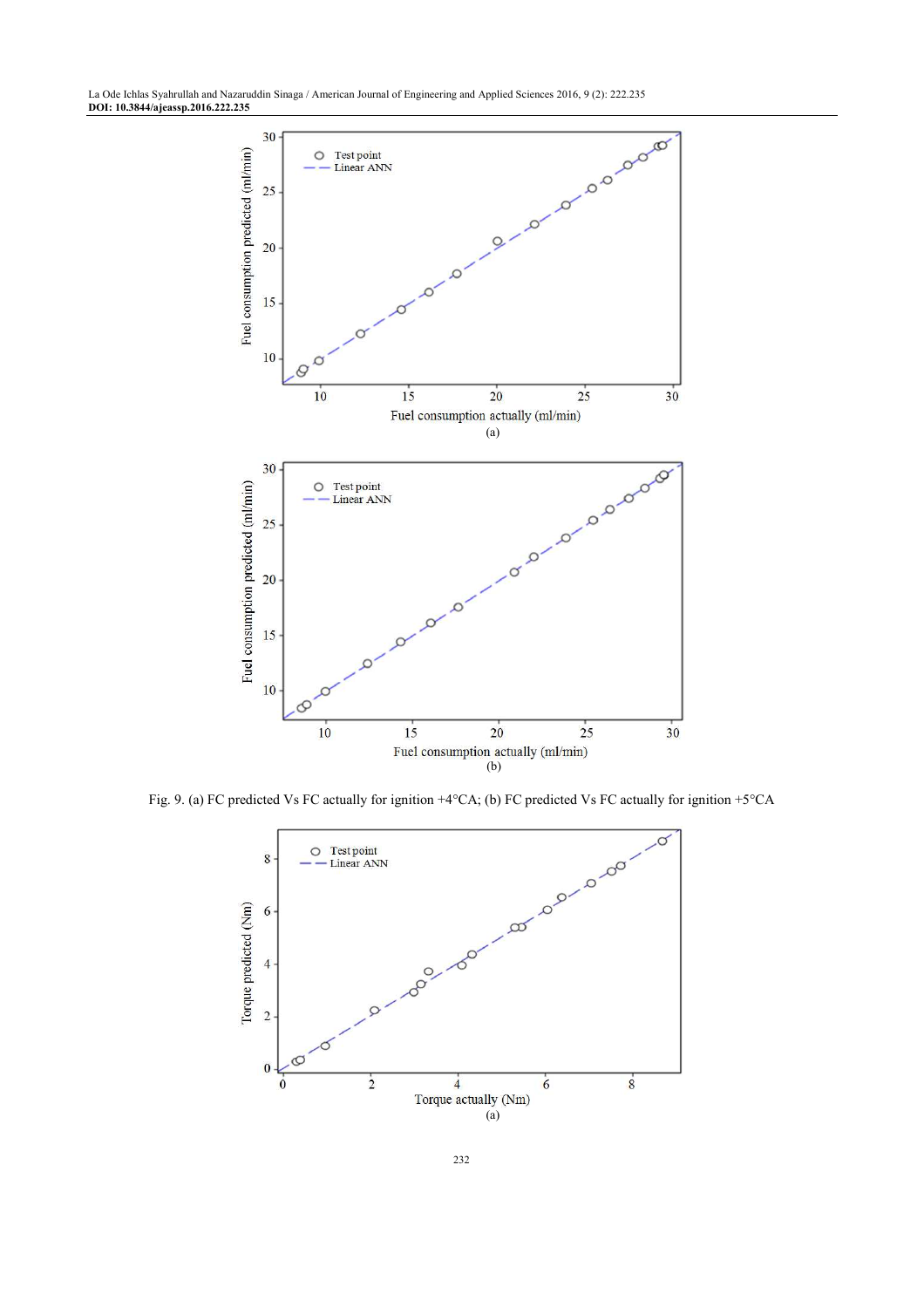Fig. 9. (a) FC predicted Vs FC actually for ignition +4°CA; (b) FC predicted Vs FC actually for ignition +5°CA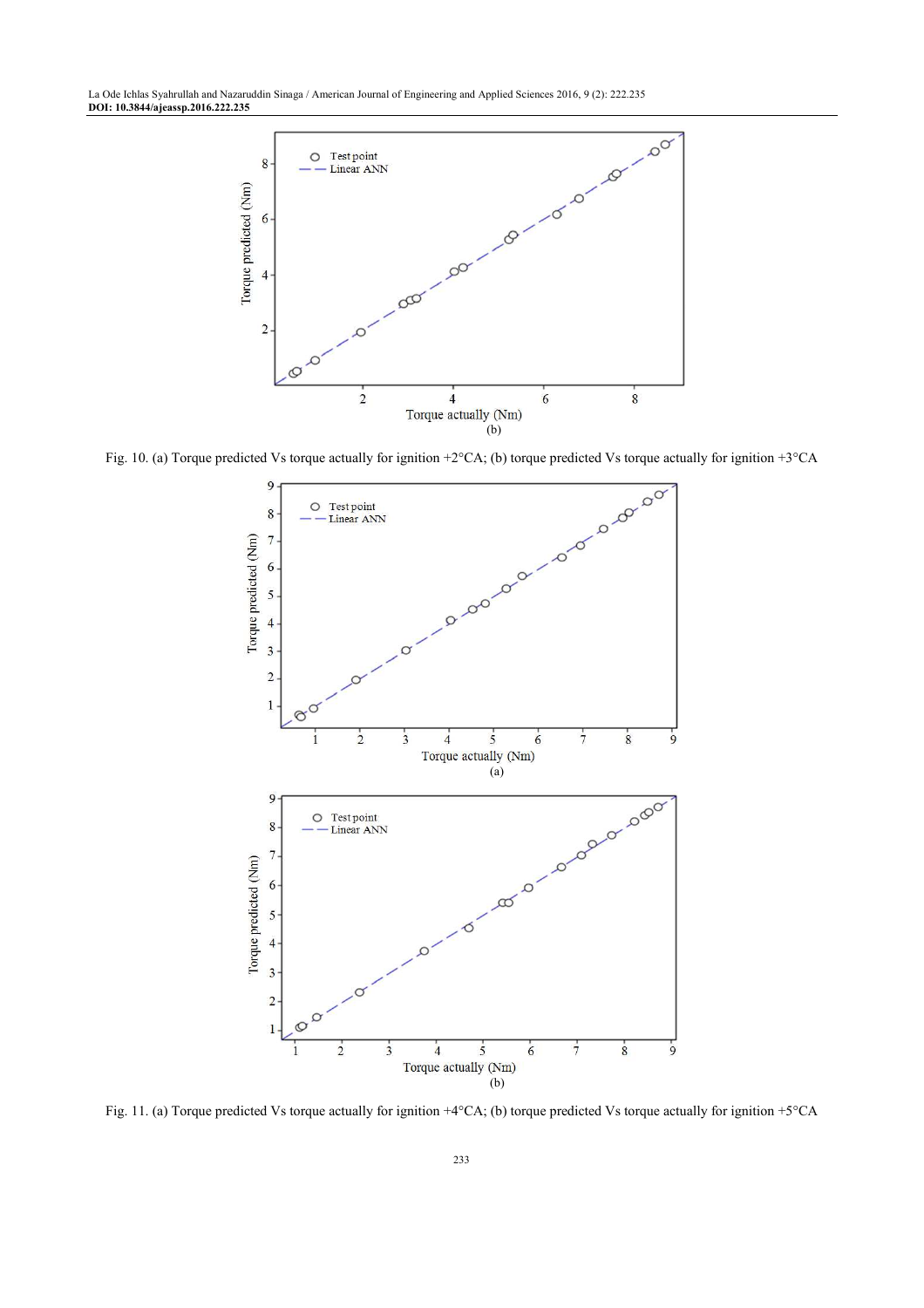Fig. 10. (a) Torque predicted Vs torque actually for ignition +2°CA; (b) torque predicted Vs torque actually for ignition +3°CA

Fig. 11. (a) Torque predicted Vs torque actually for ignition +4°CA; (b) torque predicted Vs torque actually for ignition +5°CA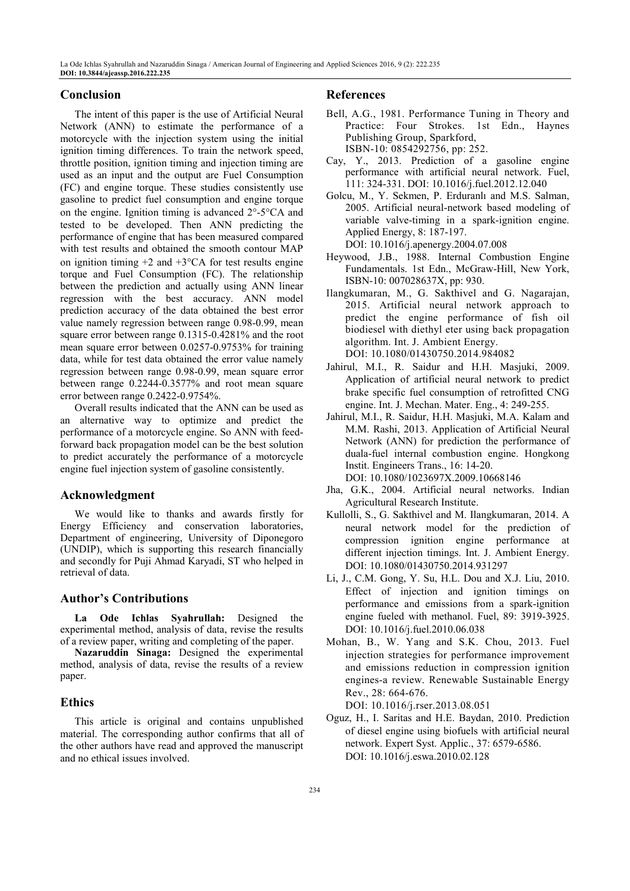## Conclusion

The intent of this paper is the use of Artificial Neural Network (ANN) to estimate the performance of a motorcycle with the injection system using the initial ignition timing differences. To train the network speed, throttle position, ignition timing and injection timing are used as an input and the output are Fuel Consumption (FC) and engine torque. These studies consistently use gasoline to predict fuel consumption and engine torque on the engine. Ignition timing is advanced 2°-5°CA and tested to be developed. Then ANN predicting the performance of engine that has been measured compared with test results and obtained the smooth contour MAP on ignition timing +2 and +3°CA for test results engine torque and Fuel Consumption (FC). The relationship between the prediction and actually using ANN linear regression with the best accuracy. ANN model prediction accuracy of the data obtained the best error value namely regression between range 0.98-0.99, mean square error between range 0.1315-0.4281% and the root mean square error between 0.0257-0.9753% for training data, while for test data obtained the error value namely regression between range 0.98-0.99, mean square error between range 0.2244-0.3577% and root mean square error between range 0.2422-0.9754%.

Overall results indicated that the ANN can be used as an alternative way to optimize and predict the performance of a motorcycle engine. So ANN with feed-forward back propagation model can be the best solution to predict accurately the performance of a motorcycle engine fuel injection system of gasoline consistently.

## Acknowledgment

We would like to thanks and awards firstly for Energy Efficiency and conservation laboratories, Department of engineering, University of Diponegoro (UNDIP), which is supporting this research financially and secondly for Puji Ahmad Karyadi, ST who helped in retrieval of data.

## Author's Contributions

**La Ode Ichlas Syahrullah:** Designed the experimental method, analysis of data, revise the results of a review paper, writing and completing of the paper.

**Nazaruddin Sinaga:** Designed the experimental method, analysis of data, revise the results of a review paper.

## Ethics

This article is original and contains unpublished material. The corresponding author confirms that all of the other authors have read and approved the manuscript and no ethical issues involved.

## References

Bell, A.G., 1981. Performance Tuning in Theory and Practice: Four Strokes. 1st Edn., Haynes Publishing Group, Sparkford, ISBN-10: 0854292756, pp: 252.

Cay, Y., 2013. Prediction of a gasoline engine performance with artificial neural network. Fuel, 111: 324-331. DOI: 10.1016/j.fuel.2012.12.040

Golcu, M., Y. Sekmen, P. Erduranlı and M.S. Salman, 2005. Artificial neural-network based modeling of variable valve-timing in a spark-ignition engine. Applied Energy, 8: 187-197. DOI: 10.1016/j.apenergy.2004.07.008

Heywood, J.B., 1988. Internal Combustion Engine Fundamentals. 1st Edn., McGraw-Hill, New York, ISBN-10: 007028637X, pp: 930.

Ilangkumaran, M., G. Sakthivel and G. Nagarajan, 2015. Artificial neural network approach to predict the engine performance of fish oil biodiesel with diethyl eter using back propagation algorithm. Int. J. Ambient Energy. DOI: 10.1080/01430750.2014.984082

Jahirul, M.I., R. Saidur and H.H. Masjuki, 2009. Application of artificial neural network to predict brake specific fuel consumption of retrofitted CNG engine. Int. J. Mechan. Mater. Eng., 4: 249-255.

Jahirul, M.I., R. Saidur, H.H. Masjuki, M.A. Kalam and M.M. Rashi, 2013. Application of Artificial Neural Network (ANN) for prediction the performance of duala-fuel internal combustion engine. Hongkong Instit. Engineers Trans., 16: 14-20. DOI: 10.1080/1023697X.2009.10668146

Jha, G.K., 2004. Artificial neural networks. Indian Agricultural Research Institute.

Kullolli, S., G. Sakthivel and M. Ilangkumaran, 2014. A neural network model for the prediction of compression ignition engine performance at different injection timings. Int. J. Ambient Energy. DOI: 10.1080/01430750.2014.931297

Li, J., C.M. Gong, Y. Su, H.L. Dou and X.J. Liu, 2010. Effect of injection and ignition timings on performance and emissions from a spark-ignition engine fueled with methanol. Fuel, 89: 3919-3925. DOI: 10.1016/j.fuel.2010.06.038

Mohan, B., W. Yang and S.K. Chou, 2013. Fuel injection strategies for performance improvement and emissions reduction in compression ignition engines-a review. Renewable Sustainable Energy Rev., 28: 664-676. DOI: 10.1016/j.rser.2013.08.051

Oguz, H., I. Saritas and H.E. Baydan, 2010. Prediction of diesel engine using biofuels with artificial neural network. Expert Syst. Applic., 37: 6579-6586. DOI: 10.1016/j.eswa.2010.02.128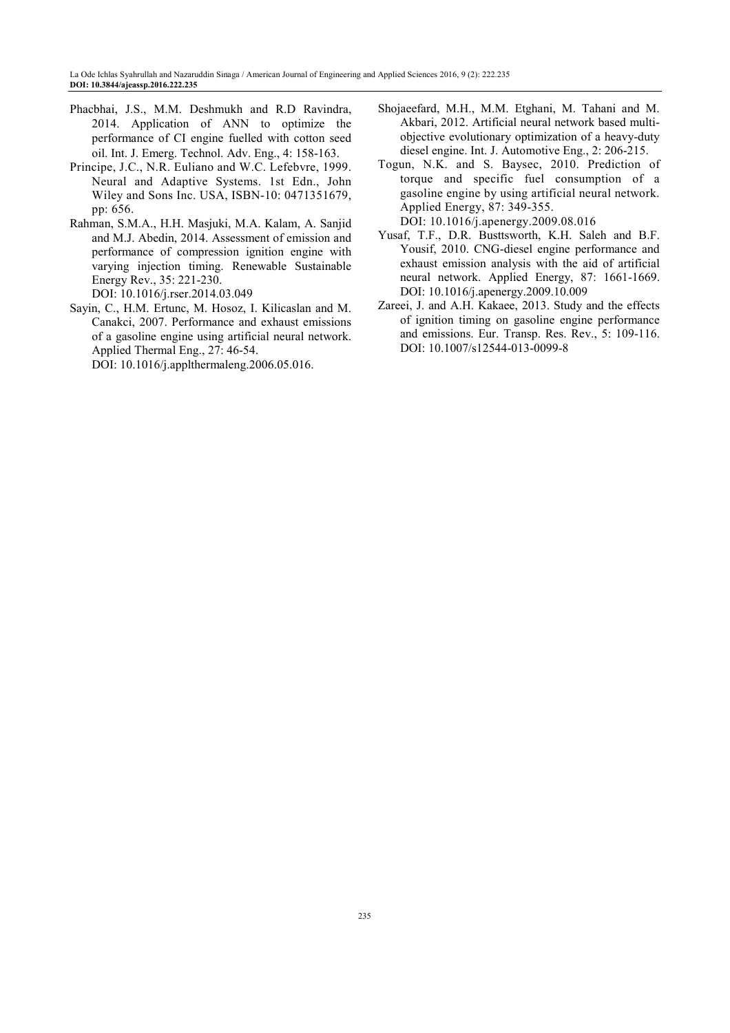Phacbhai, J.S., M.M. Deshmukh and R.D Ravindra, 2014. Application of ANN to optimize the performance of CI engine fuelled with cotton seed oil. Int. J. Emerg. Technol. Adv. Eng., 4: 158-163.

Principe, J.C., N.R. Euliano and W.C. Lefebvre, 1999. Neural and Adaptive Systems. 1st Edn., John Wiley and Sons Inc. USA, ISBN-10: 0471351679, pp: 656.

Rahman, S.M.A., H.H. Masjuki, M.A. Kalam, A. Sanjid and M.J. Abedin, 2014. Assessment of emission and performance of compression ignition engine with varying injection timing. Renewable Sustainable Energy Rev., 35: 221-230. DOI: 10.1016/j.rser.2014.03.049

Sayin, C., H.M. Ertunc, M. Hosoz, I. Kilicaslan and M. Canakci, 2007. Performance and exhaust emissions of a gasoline engine using artificial neural network. Applied Thermal Eng., 27: 46-54. DOI: 10.1016/j.applthermaleng.2006.05.016.

Shojaeefard, M.H., M.M. Etghani, M. Tahani and M. Akbari, 2012. Artificial neural network based multi-objective evolutionary optimization of a heavy-duty diesel engine. Int. J. Automotive Eng., 2: 206-215.

Togun, N.K. and S. Baysec, 2010. Prediction of torque and specific fuel consumption of a gasoline engine by using artificial neural network. Applied Energy, 87: 349-355. DOI: 10.1016/j.apenergy.2009.08.016

Yusaf, T.F., D.R. Busttsworth, K.H. Saleh and B.F. Yousif, 2010. CNG-diesel engine performance and exhaust emission analysis with the aid of artificial neural network. Applied Energy, 87: 1661-1669. DOI: 10.1016/j.apenergy.2009.10.009

Zareei, J. and A.H. Kakaee, 2013. Study and the effects of ignition timing on gasoline engine performance and emissions. Eur. Transp. Res. Rev., 5: 109-116. DOI: 10.1007/s12544-013-0099-8